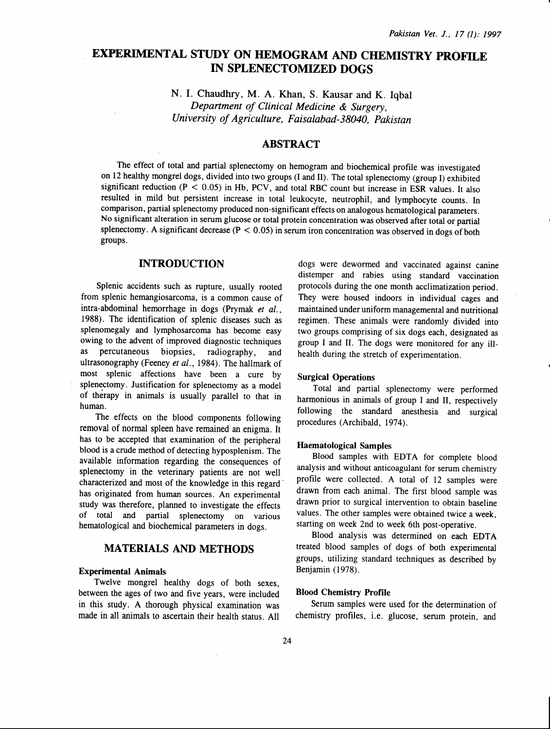# EXPERIMENTAL STUDY ON HEMOGRAM AND CHEMISTRY PROFILE IN SPLENECTOMIZED DOGS

N. I. Chaudhry, M. A. Khan, S. Kausar and K. Iqbal
*Department of Clinical Medicine & Surgery,*
*University of Agriculture, Faisalabad-38040, Pakistan*

## ABSTRACT

The effect of total and partial splenectomy on hemogram and biochemical profile was investigated on 12 healthy mongrel dogs, divided into two groups (I and II). The total splenectomy (group I) exhibited significant reduction ($P < 0.05$) in Hb, PCV, and total RBC count but increase in ESR values. It also resulted in mild but persistent increase in total leukocyte, neutrophil, and lymphocyte counts. In comparison, partial splenectomy produced non-significant effects on analogous hematological parameters. No significant alteration in serum glucose or total protein concentration was observed after total or partial splenectomy. A significant decrease ($P < 0.05$) in serum iron concentration was observed in dogs of both groups.

## INTRODUCTION

Splenic accidents such as rupture, usually rooted from splenic hemangiosarcoma, is a common cause of intra-abdominal hemorrhage in dogs (Prymak *et al.*, 1988). The identification of splenic diseases such as splenomegaly and lymphosarcoma has become easy owing to the advent of improved diagnostic techniques as percutaneous biopsies, radiography, and ultrasonography (Feeney *et al.*, 1984). The hallmark of most splenic affections have been a cure by splenectomy. Justification for splenectomy as a model of therapy in animals is usually parallel to that in human.

The effects on the blood components following removal of normal spleen have remained an enigma. It has to be accepted that examination of the peripheral blood is a crude method of detecting hyposplenism. The available information regarding the consequences of splenectomy in the veterinary patients are not well characterized and most of the knowledge in this regard has originated from human sources. An experimental study was therefore, planned to investigate the effects of total and partial splenectomy on various hematological and biochemical parameters in dogs.

## MATERIALS AND METHODS

### Experimental Animals

Twelve mongrel healthy dogs of both sexes, between the ages of two and five years, were included in this study. A thorough physical examination was made in all animals to ascertain their health status. All dogs were dewormed and vaccinated against canine distemper and rabies using standard vaccination protocols during the one month acclimatization period. They were housed indoors in individual cages and maintained under uniform managemental and nutritional regimen. These animals were randomly divided into two groups comprising of six dogs each, designated as group I and II. The dogs were monitored for any ill-health during the stretch of experimentation.

### Surgical Operations

Total and partial splenectomy were performed harmonious in animals of group I and II, respectively following the standard anesthesia and surgical procedures (Archibald, 1974).

### Haematological Samples

Blood samples with EDTA for complete blood analysis and without anticoagulant for serum chemistry profile were collected. A total of 12 samples were drawn from each animal. The first blood sample was drawn prior to surgical intervention to obtain baseline values. The other samples were obtained twice a week, starting on week 2nd to week 6th post-operative.

Blood analysis was determined on each EDTA treated blood samples of dogs of both experimental groups, utilizing standard techniques as described by Benjamin (1978).

### Blood Chemistry Profile

Serum samples were used for the determination of chemistry profiles, i.e. glucose, serum protein, and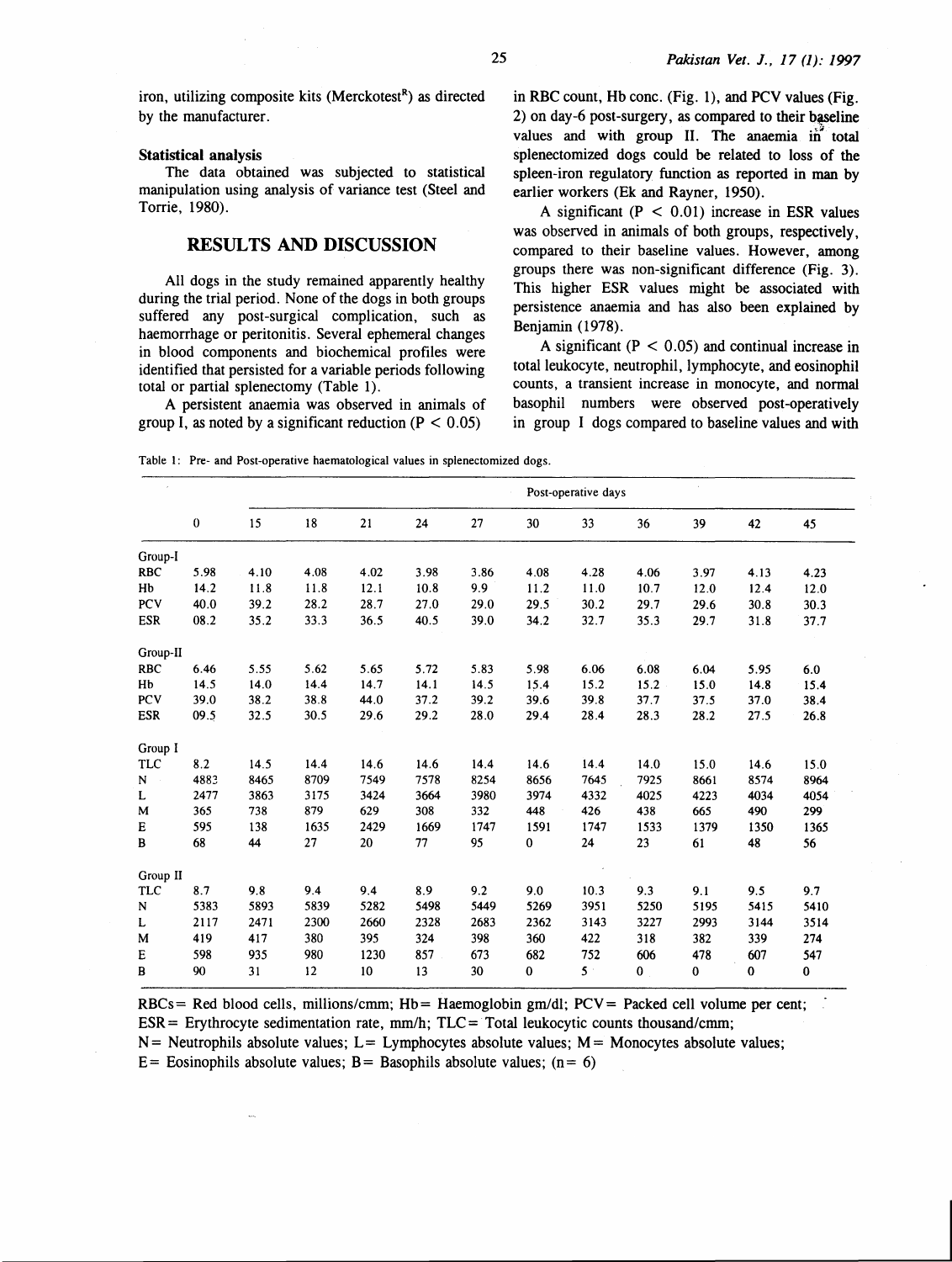iron, utilizing composite kits (Merckotest[R]) as directed by the manufacturer.

### Statistical analysis

The data obtained was subjected to statistical manipulation using analysis of variance test (Steel and Torrie, 1980).

## RESULTS AND DISCUSSION

All dogs in the study remained apparently healthy during the trial period. None of the dogs in both groups suffered any post-surgical complication, such as haemorrhage or peritonitis. Several ephemeral changes in blood components and biochemical profiles were identified that persisted for a variable periods following total or partial splenectomy (Table 1).

A persistent anaemia was observed in animals of group I, as noted by a significant reduction ($P < 0.05$) in RBC count, Hb conc. (Fig. 1), and PCV values (Fig. 2) on day-6 post-surgery, as compared to their baseline values and with group II. The anaemia in total splenectomized dogs could be related to loss of the spleen-iron regulatory function as reported in man by earlier workers (Ek and Rayner, 1950).

A significant ($P < 0.01$) increase in ESR values was observed in animals of both groups, respectively, compared to their baseline values. However, among groups there was non-significant difference (Fig. 3). This higher ESR values might be associated with persistence anaemia and has also been explained by Benjamin (1978).

A significant ($P < 0.05$) and continual increase in total leukocyte, neutrophil, lymphocyte, and eosinophil counts, a transient increase in monocyte, and normal basophil numbers were observed post-operatively in group I dogs compared to baseline values and with

Table 1: Pre- and Post-operative haematological values in splenectomized dogs.

| | | Post-operative days | | | | | | | | | | |
|---|---|---|---|---|---|---|---|---|---|---|---|---|
| | 0 | 15 | 18 | 21 | 24 | 27 | 30 | 33 | 36 | 39 | 42 | 45 |
| Group-I | | | | | | | | | | | | |
| RBC | 5.98 | 4.10 | 4.08 | 4.02 | 3.98 | 3.86 | 4.08 | 4.28 | 4.06 | 3.97 | 4.13 | 4.23 |
| Hb | 14.2 | 11.8 | 11.8 | 12.1 | 10.8 | 9.9 | 11.2 | 11.0 | 10.7 | 12.0 | 12.4 | 12.0 |
| PCV | 40.0 | 39.2 | 28.2 | 28.7 | 27.0 | 29.0 | 29.5 | 30.2 | 29.7 | 29.6 | 30.8 | 30.3 |
| ESR | 08.2 | 35.2 | 33.3 | 36.5 | 40.5 | 39.0 | 34.2 | 32.7 | 35.3 | 29.7 | 31.8 | 37.7 |
| Group-II | | | | | | | | | | | | |
| RBC | 6.46 | 5.55 | 5.62 | 5.65 | 5.72 | 5.83 | 5.98 | 6.06 | 6.08 | 6.04 | 5.95 | 6.0 |
| Hb | 14.5 | 14.0 | 14.4 | 14.7 | 14.1 | 14.5 | 15.4 | 15.2 | 15.2 | 15.0 | 14.8 | 15.4 |
| PCV | 39.0 | 38.2 | 38.8 | 44.0 | 37.2 | 39.2 | 39.6 | 39.8 | 37.7 | 37.5 | 37.0 | 38.4 |
| ESR | 09.5 | 32.5 | 30.5 | 29.6 | 29.2 | 28.0 | 29.4 | 28.4 | 28.3 | 28.2 | 27.5 | 26.8 |
| Group I | | | | | | | | | | | | |
| TLC | 8.2 | 14.5 | 14.4 | 14.6 | 14.6 | 14.4 | 14.6 | 14.4 | 14.0 | 15.0 | 14.6 | 15.0 |
| N | 4883 | 8465 | 8709 | 7549 | 7578 | 8254 | 8656 | 7645 | 7925 | 8661 | 8574 | 8964 |
| L | 2477 | 3863 | 3175 | 3424 | 3664 | 3980 | 3974 | 4332 | 4025 | 4223 | 4034 | 4054 |
| M | 365 | 738 | 879 | 629 | 308 | 332 | 448 | 426 | 438 | 665 | 490 | 299 |
| E | 595 | 138 | 1635 | 2429 | 1669 | 1747 | 1591 | 1747 | 1533 | 1379 | 1350 | 1365 |
| B | 68 | 44 | 27 | 20 | 77 | 95 | 0 | 24 | 23 | 61 | 48 | 56 |
| Group II | | | | | | | | | | | | |
| TLC | 8.7 | 9.8 | 9.4 | 9.4 | 8.9 | 9.2 | 9.0 | 10.3 | 9.3 | 9.1 | 9.5 | 9.7 |
| N | 5383 | 5893 | 5839 | 5282 | 5498 | 5449 | 5269 | 3951 | 5250 | 5195 | 5415 | 5410 |
| L | 2117 | 2471 | 2300 | 2660 | 2328 | 2683 | 2362 | 3143 | 3227 | 2993 | 3144 | 3514 |
| M | 419 | 417 | 380 | 395 | 324 | 398 | 360 | 422 | 318 | 382 | 339 | 274 |
| E | 598 | 935 | 980 | 1230 | 857 | 673 | 682 | 752 | 606 | 478 | 607 | 547 |
| B | 90 | 31 | 12 | 10 | 13 | 30 | 0 | 5 | 0 | 0 | 0 | 0 |

RBCs = Red blood cells, millions/cmm; Hb = Haemoglobin gm/dl; PCV = Packed cell volume per cent; ESR = Erythrocyte sedimentation rate, mm/h; TLC = Total leukocytic counts thousand/cmm; N = Neutrophils absolute values; L = Lymphocytes absolute values; M = Monocytes absolute values; E = Eosinophils absolute values; B = Basophils absolute values; (n = 6)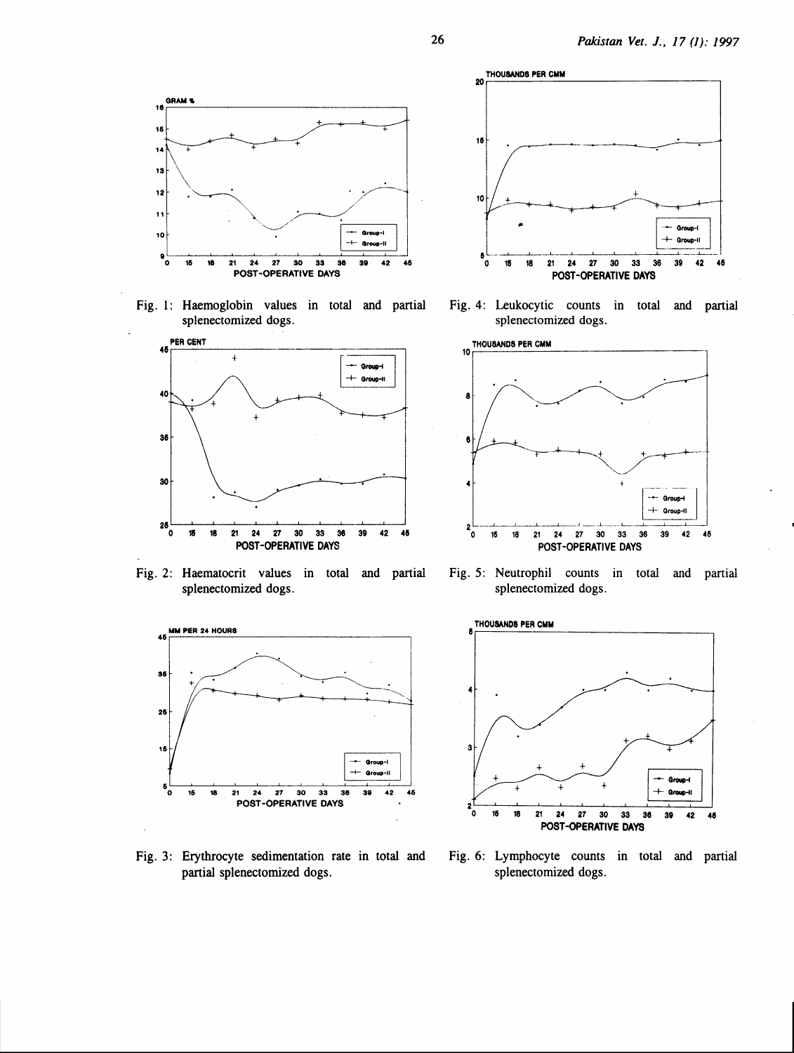Fig. 1: Haemoglobin values in total and partial splenectomized dogs.

Fig. 2: Haematocrit values in total and partial splenectomized dogs.

Fig. 3: Erythrocyte sedimentation rate in total and partial splenectomized dogs.

Fig. 4: Leukocytic counts in total and partial splenectomized dogs.

Fig. 5: Neutrophil counts in total and partial splenectomized dogs.

Fig. 6: Lymphocyte counts in total and partial splenectomized dogs.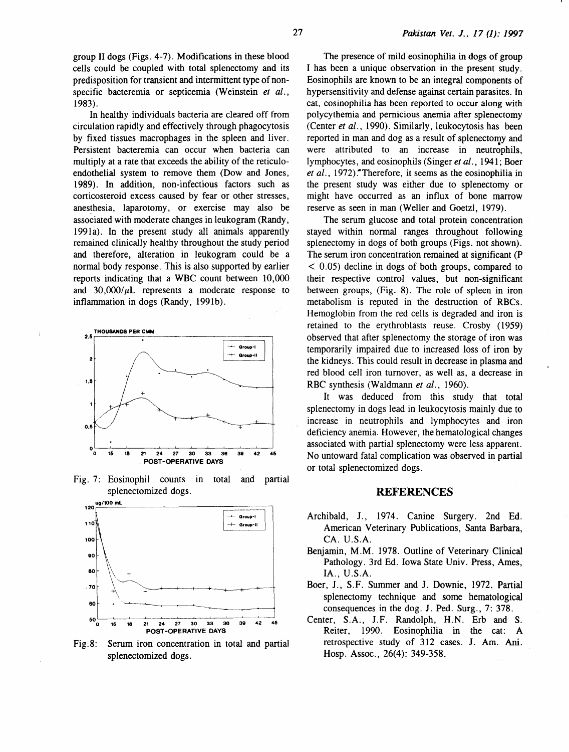group II dogs (Figs. 4-7). Modifications in these blood cells could be coupled with total splenectomy and its predisposition for transient and intermittent type of non-specific bacteremia or septicemia (Weinstein *et al.*, 1983).

In healthy individuals bacteria are cleared off from circulation rapidly and effectively through phagocytosis by fixed tissues macrophages in the spleen and liver. Persistent bacteremia can occur when bacteria can multiply at a rate that exceeds the ability of the reticulo-endothelial system to remove them (Dow and Jones, 1989). In addition, non-infectious factors such as corticosteroid excess caused by fear or other stresses, anesthesia, laparotomy, or exercise may also be associated with moderate changes in leukogram (Randy, 1991a). In the present study all animals apparently remained clinically healthy throughout the study period and therefore, alteration in leukogram could be a normal body response. This is also supported by earlier reports indicating that a WBC count between 10,000 and 30,000/$\mu$L represents a moderate response to inflammation in dogs (Randy, 1991b).

Fig. 7: Eosinophil counts in total and partial splenectomized dogs.

Fig. 8: Serum iron concentration in total and partial splenectomized dogs.

The presence of mild eosinophilia in dogs of group I has been a unique observation in the present study. Eosinophils are known to be an integral components of hypersensitivity and defense against certain parasites. In cat, eosinophilia has been reported to occur along with polycythemia and pernicious anemia after splenectomy (Center *et al.*, 1990). Similarly, leukocytosis has been reported in man and dog as a result of splenectomy and were attributed to an increase in neutrophils, lymphocytes, and eosinophils (Singer *et al.*, 1941; Boer *et al.*, 1972). Therefore, it seems as the eosinophilia in the present study was either due to splenectomy or might have occurred as an influx of bone marrow reserve as seen in man (Weller and Goetzl, 1979).

The serum glucose and total protein concentration stayed within normal ranges throughout following splenectomy in dogs of both groups (Figs. not shown). The serum iron concentration remained at significant ($P < 0.05$) decline in dogs of both groups, compared to their respective control values, but non-significant between groups, (Fig. 8). The role of spleen in iron metabolism is reputed in the destruction of RBCs. Hemoglobin from the red cells is degraded and iron is retained to the erythroblasts reuse. Crosby (1959) observed that after splenectomy the storage of iron was temporarily impaired due to increased loss of iron by the kidneys. This could result in decrease in plasma and red blood cell iron turnover, as well as, a decrease in RBC synthesis (Waldmann *et al.*, 1960).

It was deduced from this study that total splenectomy in dogs lead in leukocytosis mainly due to increase in neutrophils and lymphocytes and iron deficiency anemia. However, the hematological changes associated with partial splenectomy were less apparent. No untoward fatal complication was observed in partial or total splenectomized dogs.

## REFERENCES

Archibald, J., 1974. Canine Surgery. 2nd Ed. American Veterinary Publications, Santa Barbara, CA. U.S.A.

Benjamin, M.M. 1978. Outline of Veterinary Clinical Pathology. 3rd Ed. Iowa State Univ. Press, Ames, IA., U.S.A.

Boer, J., S.F. Summer and J. Downie, 1972. Partial splenectomy technique and some hematological consequences in the dog. J. Ped. Surg., 7: 378.

Center, S.A., J.F. Randolph, H.N. Erb and S. Reiter, 1990. Eosinophilia in the cat: A retrospective study of 312 cases. J. Am. Ani. Hosp. Assoc., 26(4): 349-358.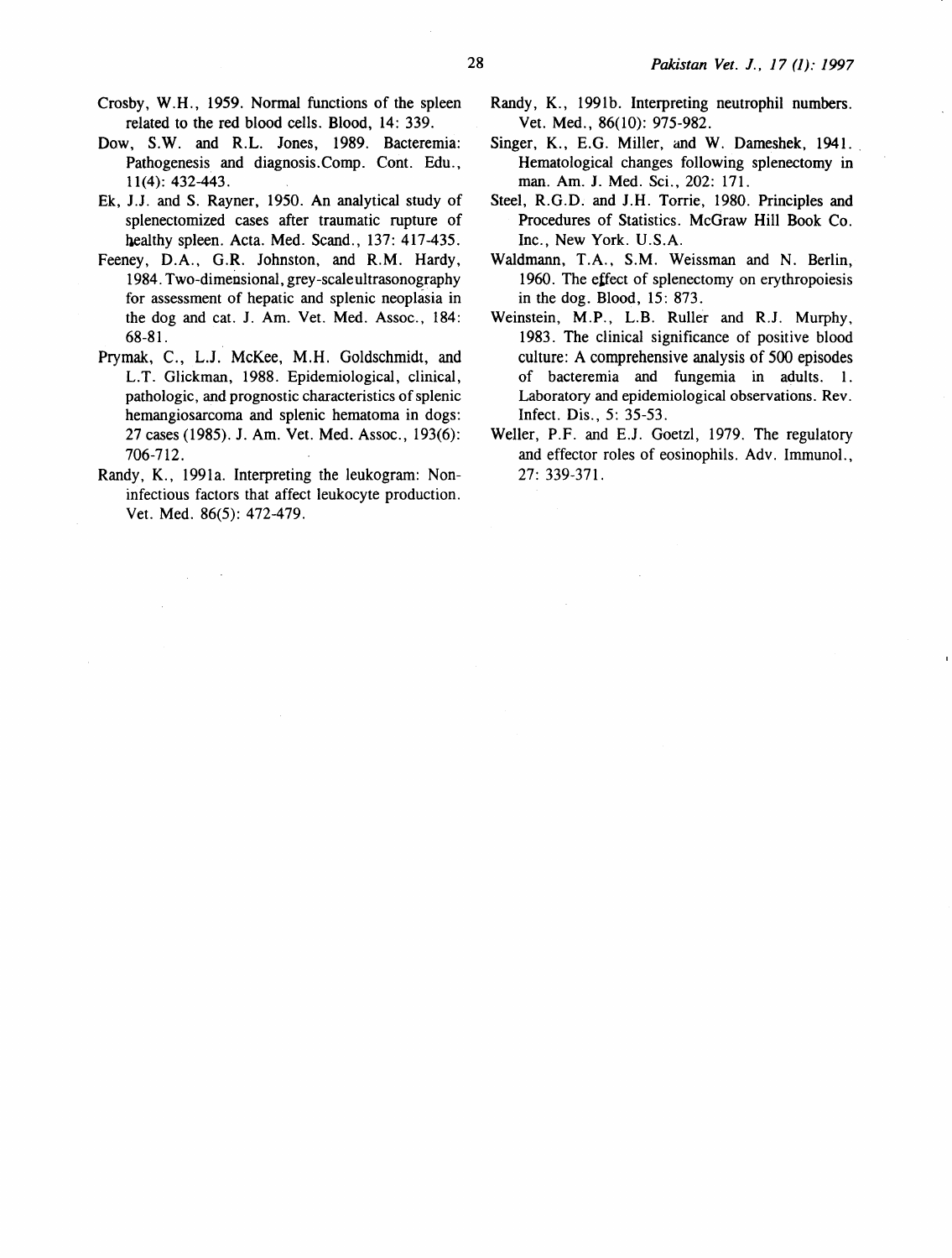Crosby, W.H., 1959. Normal functions of the spleen related to the red blood cells. Blood, 14: 339.

Dow, S.W. and R.L. Jones, 1989. Bacteremia: Pathogenesis and diagnosis.Comp. Cont. Edu., 11(4): 432-443.

Ek, J.J. and S. Rayner, 1950. An analytical study of splenectomized cases after traumatic rupture of healthy spleen. Acta. Med. Scand., 137: 417-435.

Feeney, D.A., G.R. Johnston, and R.M. Hardy, 1984. Two-dimensional, grey-scale ultrasonography for assessment of hepatic and splenic neoplasia in the dog and cat. J. Am. Vet. Med. Assoc., 184: 68-81.

Prymak, C., L.J. McKee, M.H. Goldschmidt, and L.T. Glickman, 1988. Epidemiological, clinical, pathologic, and prognostic characteristics of splenic hemangiosarcoma and splenic hematoma in dogs: 27 cases (1985). J. Am. Vet. Med. Assoc., 193(6): 706-712.

Randy, K., 1991a. Interpreting the leukogram: Non-infectious factors that affect leukocyte production. Vet. Med. 86(5): 472-479.

Randy, K., 1991b. Interpreting neutrophil numbers. Vet. Med., 86(10): 975-982.

Singer, K., E.G. Miller, and W. Dameshek, 1941. Hematological changes following splenectomy in man. Am. J. Med. Sci., 202: 171.

Steel, R.G.D. and J.H. Torrie, 1980. Principles and Procedures of Statistics. McGraw Hill Book Co. Inc., New York. U.S.A.

Waldmann, T.A., S.M. Weissman and N. Berlin, 1960. The effect of splenectomy on erythropoiesis in the dog. Blood, 15: 873.

Weinstein, M.P., L.B. Ruller and R.J. Murphy, 1983. The clinical significance of positive blood culture: A comprehensive analysis of 500 episodes of bacteremia and fungemia in adults. 1. Laboratory and epidemiological observations. Rev. Infect. Dis., 5: 35-53.

Weller, P.F. and E.J. Goetzl, 1979. The regulatory and effector roles of eosinophils. Adv. Immunol., 27: 339-371.